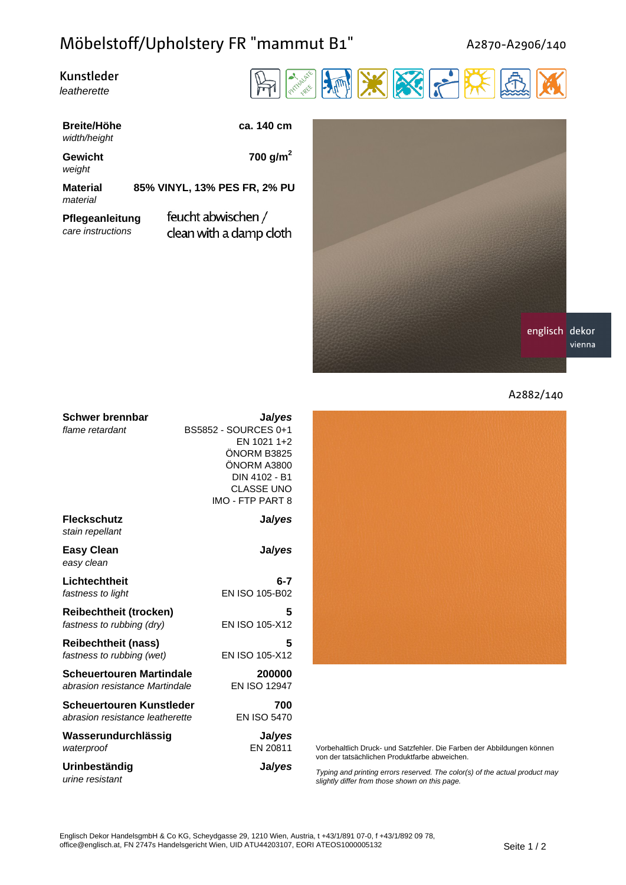# Möbelstoff/Upholstery FR "mammut B1"

A2870-A2906/140

**Kunstleder**
*leatherette*

| | |
|---|---|
| **Breite/Höhe** *width/height* | **ca. 140 cm** |
| **Gewicht** *weight* | **700 g/m²** |
| **Material** *material* | **85% VINYL, 13% PES FR, 2% PU** |
| **Pflegeanleitung** *care instructions* | feucht abwischen / clean with a damp cloth |

englisch dekor vienna

A2882/140

| | |
|---|---|
| **Schwer brennbar** *flame retardant* | ***Ja/yes*** BS5852 - SOURCES 0+1 EN 1021 1+2 ÖNORM B3825 ÖNORM A3800 DIN 4102 - B1 CLASSE UNO IMO - FTP PART 8 |
| **Fleckschutz** *stain repellant* | ***Ja/yes*** |
| **Easy Clean** *easy clean* | ***Ja/yes*** |
| **Lichtechtheit** *fastness to light* | **6-7** EN ISO 105-B02 |
| **Reibechtheit (trocken)** *fastness to rubbing (dry)* | **5** EN ISO 105-X12 |
| **Reibechtheit (nass)** *fastness to rubbing (wet)* | **5** EN ISO 105-X12 |
| **Scheuertouren Martindale** *abrasion resistance Martindale* | **200000** EN ISO 12947 |
| **Scheuertouren Kunstleder** *abrasion resistance leatherette* | **700** EN ISO 5470 |
| **Wasserundurchlässig** *waterproof* | ***Ja/yes*** EN 20811 |
| **Urinbeständig** *urine resistant* | ***Ja/yes*** |

Vorbehaltlich Druck- und Satzfehler. Die Farben der Abbildungen können von der tatsächlichen Produktfarbe abweichen.

*Typing and printing errors reserved. The color(s) of the actual product may slightly differ from those shown on this page.*

Englisch Dekor HandelsgmbH & Co KG, Scheydgasse 29, 1210 Wien, Austria, t +43/1/891 07-0, f +43/1/892 09 78, office@englisch.at, FN 2747s Handelsgericht Wien, UID ATU44203107, EORI ATEOS1000005132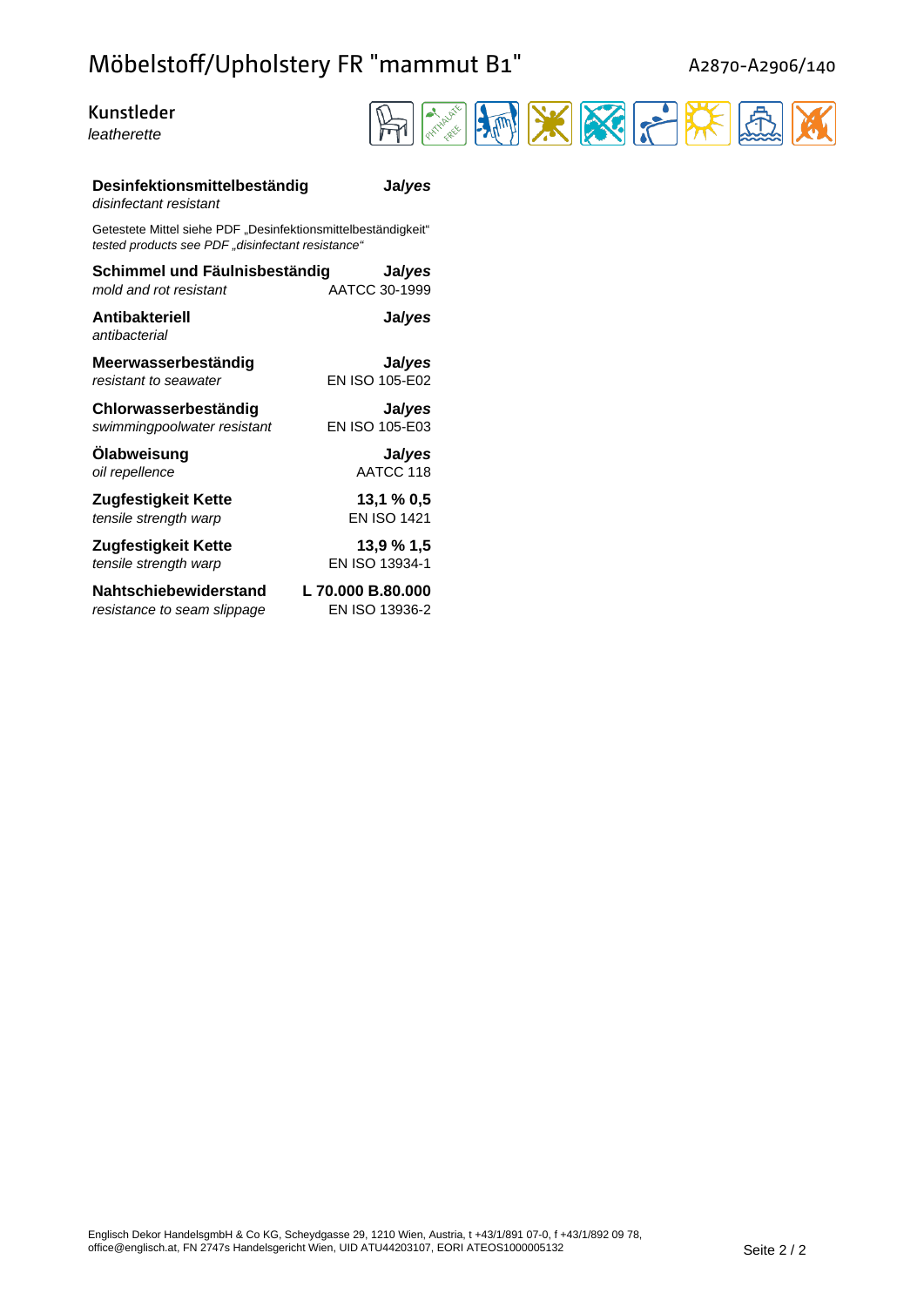# Möbelstoff/Upholstery FR "mammut B1"

A2870-A2906/140

## Kunstleder
*leatherette*

| | |
|---|---|
| **Desinfektionsmittelbeständig**<br>*disinfectant resistant* | **Ja/*yes*** |

Getestete Mittel siehe PDF „Desinfektionsmittelbeständigkeit“
*tested products see PDF „disinfectant resistance“*

| | |
|---|---|
| **Schimmel und Fäulnisbeständig**<br>*mold and rot resistant* | **Ja/*yes***<br>AATCC 30-1999 |
| **Antibakteriell**<br>*antibacterial* | **Ja/*yes*** |
| **Meerwasserbeständig**<br>*resistant to seawater* | **Ja/*yes***<br>EN ISO 105-E02 |
| **Chlorwasserbeständig**<br>*swimmingpoolwater resistant* | **Ja/*yes***<br>EN ISO 105-E03 |
| **Ölabweisung**<br>*oil repellence* | **Ja/*yes***<br>AATCC 118 |
| **Zugfestigkeit Kette**<br>*tensile strength warp* | **13,1 % 0,5**<br>EN ISO 1421 |
| **Zugfestigkeit Kette**<br>*tensile strength warp* | **13,9 % 1,5**<br>EN ISO 13934-1 |
| **Nahtschiebewiderstand**<br>*resistance to seam slippage* | **L 70.000 B.80.000**<br>EN ISO 13936-2 |

Englisch Dekor HandelsgmbH & Co KG, Scheydgasse 29, 1210 Wien, Austria, t +43/1/891 07-0, f +43/1/892 09 78,
office@englisch.at, FN 2747s Handelsgericht Wien, UID ATU44203107, EORI ATEOS1000005132